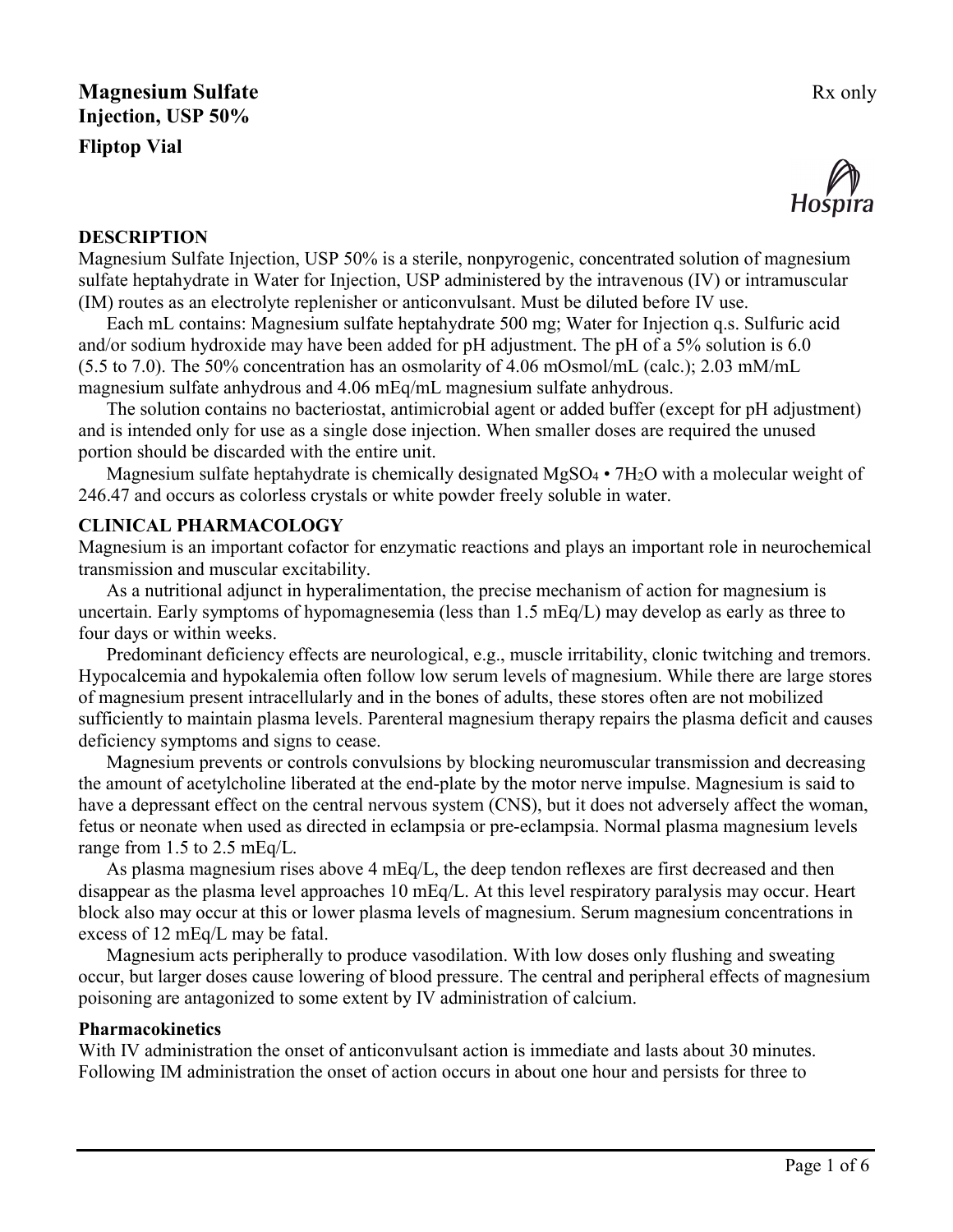# Magnesium Sulfate Injection, USP 50%

**Rx only**

**Fliptop Vial**

Hospira

## DESCRIPTION

Magnesium Sulfate Injection, USP 50% is a sterile, nonpyrogenic, concentrated solution of magnesium sulfate heptahydrate in Water for Injection, USP administered by the intravenous (IV) or intramuscular (IM) routes as an electrolyte replenisher or anticonvulsant. Must be diluted before IV use.

Each mL contains: Magnesium sulfate heptahydrate 500 mg; Water for Injection q.s. Sulfuric acid and/or sodium hydroxide may have been added for pH adjustment. The pH of a 5% solution is 6.0 (5.5 to 7.0). The 50% concentration has an osmolarity of 4.06 mOsmol/mL (calc.); 2.03 mM/mL magnesium sulfate anhydrous and 4.06 mEq/mL magnesium sulfate anhydrous.

The solution contains no bacteriostat, antimicrobial agent or added buffer (except for pH adjustment) and is intended only for use as a single dose injection. When smaller doses are required the unused portion should be discarded with the entire unit.

Magnesium sulfate heptahydrate is chemically designated $MgSO_4 \cdot 7H_2O$ with a molecular weight of 246.47 and occurs as colorless crystals or white powder freely soluble in water.

## CLINICAL PHARMACOLOGY

Magnesium is an important cofactor for enzymatic reactions and plays an important role in neurochemical transmission and muscular excitability.

As a nutritional adjunct in hyperalimentation, the precise mechanism of action for magnesium is uncertain. Early symptoms of hypomagnesemia (less than 1.5 mEq/L) may develop as early as three to four days or within weeks.

Predominant deficiency effects are neurological, e.g., muscle irritability, clonic twitching and tremors. Hypocalcemia and hypokalemia often follow low serum levels of magnesium. While there are large stores of magnesium present intracellularly and in the bones of adults, these stores often are not mobilized sufficiently to maintain plasma levels. Parenteral magnesium therapy repairs the plasma deficit and causes deficiency symptoms and signs to cease.

Magnesium prevents or controls convulsions by blocking neuromuscular transmission and decreasing the amount of acetylcholine liberated at the end-plate by the motor nerve impulse. Magnesium is said to have a depressant effect on the central nervous system (CNS), but it does not adversely affect the woman, fetus or neonate when used as directed in eclampsia or pre-eclampsia. Normal plasma magnesium levels range from 1.5 to 2.5 mEq/L.

As plasma magnesium rises above 4 mEq/L, the deep tendon reflexes are first decreased and then disappear as the plasma level approaches 10 mEq/L. At this level respiratory paralysis may occur. Heart block also may occur at this or lower plasma levels of magnesium. Serum magnesium concentrations in excess of 12 mEq/L may be fatal.

Magnesium acts peripherally to produce vasodilation. With low doses only flushing and sweating occur, but larger doses cause lowering of blood pressure. The central and peripheral effects of magnesium poisoning are antagonized to some extent by IV administration of calcium.

### Pharmacokinetics

With IV administration the onset of anticonvulsant action is immediate and lasts about 30 minutes. Following IM administration the onset of action occurs in about one hour and persists for three to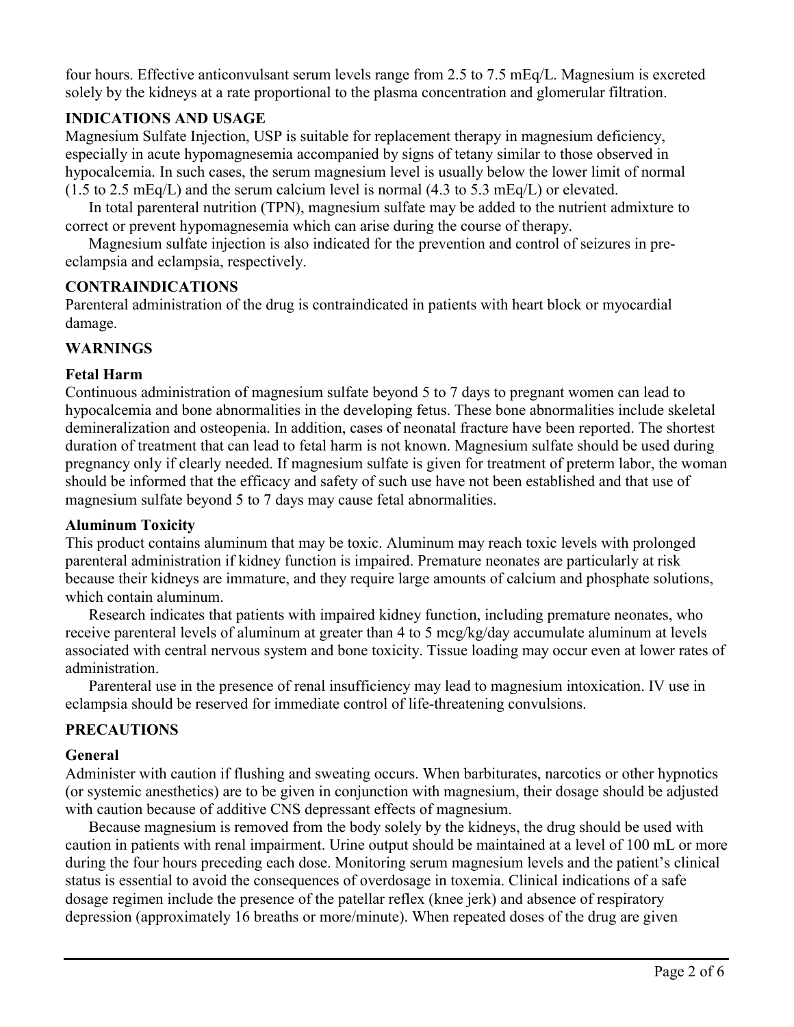four hours. Effective anticonvulsant serum levels range from 2.5 to 7.5 mEq/L. Magnesium is excreted solely by the kidneys at a rate proportional to the plasma concentration and glomerular filtration.

## INDICATIONS AND USAGE

Magnesium Sulfate Injection, USP is suitable for replacement therapy in magnesium deficiency, especially in acute hypomagnesemia accompanied by signs of tetany similar to those observed in hypocalcemia. In such cases, the serum magnesium level is usually below the lower limit of normal (1.5 to 2.5 mEq/L) and the serum calcium level is normal (4.3 to 5.3 mEq/L) or elevated.

In total parenteral nutrition (TPN), magnesium sulfate may be added to the nutrient admixture to correct or prevent hypomagnesemia which can arise during the course of therapy.

Magnesium sulfate injection is also indicated for the prevention and control of seizures in pre-eclampsia and eclampsia, respectively.

## CONTRAINDICATIONS

Parenteral administration of the drug is contraindicated in patients with heart block or myocardial damage.

## WARNINGS

### Fetal Harm

Continuous administration of magnesium sulfate beyond 5 to 7 days to pregnant women can lead to hypocalcemia and bone abnormalities in the developing fetus. These bone abnormalities include skeletal demineralization and osteopenia. In addition, cases of neonatal fracture have been reported. The shortest duration of treatment that can lead to fetal harm is not known. Magnesium sulfate should be used during pregnancy only if clearly needed. If magnesium sulfate is given for treatment of preterm labor, the woman should be informed that the efficacy and safety of such use have not been established and that use of magnesium sulfate beyond 5 to 7 days may cause fetal abnormalities.

### Aluminum Toxicity

This product contains aluminum that may be toxic. Aluminum may reach toxic levels with prolonged parenteral administration if kidney function is impaired. Premature neonates are particularly at risk because their kidneys are immature, and they require large amounts of calcium and phosphate solutions, which contain aluminum.

Research indicates that patients with impaired kidney function, including premature neonates, who receive parenteral levels of aluminum at greater than 4 to 5 mcg/kg/day accumulate aluminum at levels associated with central nervous system and bone toxicity. Tissue loading may occur even at lower rates of administration.

Parenteral use in the presence of renal insufficiency may lead to magnesium intoxication. IV use in eclampsia should be reserved for immediate control of life-threatening convulsions.

## PRECAUTIONS

### General

Administer with caution if flushing and sweating occurs. When barbiturates, narcotics or other hypnotics (or systemic anesthetics) are to be given in conjunction with magnesium, their dosage should be adjusted with caution because of additive CNS depressant effects of magnesium.

Because magnesium is removed from the body solely by the kidneys, the drug should be used with caution in patients with renal impairment. Urine output should be maintained at a level of 100 mL or more during the four hours preceding each dose. Monitoring serum magnesium levels and the patient's clinical status is essential to avoid the consequences of overdosage in toxemia. Clinical indications of a safe dosage regimen include the presence of the patellar reflex (knee jerk) and absence of respiratory depression (approximately 16 breaths or more/minute). When repeated doses of the drug are given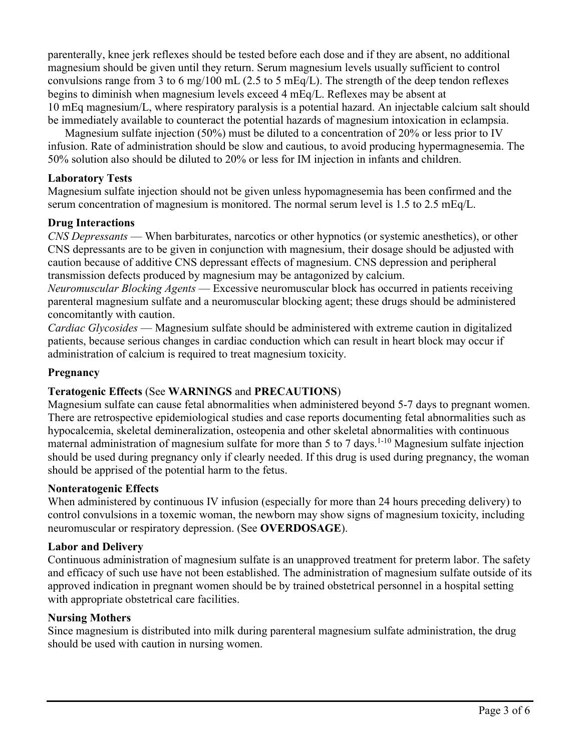parenterally, knee jerk reflexes should be tested before each dose and if they are absent, no additional magnesium should be given until they return. Serum magnesium levels usually sufficient to control convulsions range from 3 to 6 mg/100 mL (2.5 to 5 mEq/L). The strength of the deep tendon reflexes begins to diminish when magnesium levels exceed 4 mEq/L. Reflexes may be absent at 10 mEq magnesium/L, where respiratory paralysis is a potential hazard. An injectable calcium salt should be immediately available to counteract the potential hazards of magnesium intoxication in eclampsia.

Magnesium sulfate injection (50%) must be diluted to a concentration of 20% or less prior to IV infusion. Rate of administration should be slow and cautious, to avoid producing hypermagnesemia. The 50% solution also should be diluted to 20% or less for IM injection in infants and children.

**Laboratory Tests**

Magnesium sulfate injection should not be given unless hypomagnesemia has been confirmed and the serum concentration of magnesium is monitored. The normal serum level is 1.5 to 2.5 mEq/L.

**Drug Interactions**

*CNS Depressants* — When barbiturates, narcotics or other hypnotics (or systemic anesthetics), or other CNS depressants are to be given in conjunction with magnesium, their dosage should be adjusted with caution because of additive CNS depressant effects of magnesium. CNS depression and peripheral transmission defects produced by magnesium may be antagonized by calcium.

*Neuromuscular Blocking Agents* — Excessive neuromuscular block has occurred in patients receiving parenteral magnesium sulfate and a neuromuscular blocking agent; these drugs should be administered concomitantly with caution.

*Cardiac Glycosides* — Magnesium sulfate should be administered with extreme caution in digitalized patients, because serious changes in cardiac conduction which can result in heart block may occur if administration of calcium is required to treat magnesium toxicity.

**Pregnancy**

**Teratogenic Effects** (See **WARNINGS** and **PRECAUTIONS**)

Magnesium sulfate can cause fetal abnormalities when administered beyond 5-7 days to pregnant women. There are retrospective epidemiological studies and case reports documenting fetal abnormalities such as hypocalcemia, skeletal demineralization, osteopenia and other skeletal abnormalities with continuous maternal administration of magnesium sulfate for more than 5 to 7 days.[1-10] Magnesium sulfate injection should be used during pregnancy only if clearly needed. If this drug is used during pregnancy, the woman should be apprised of the potential harm to the fetus.

**Nonteratogenic Effects**

When administered by continuous IV infusion (especially for more than 24 hours preceding delivery) to control convulsions in a toxemic woman, the newborn may show signs of magnesium toxicity, including neuromuscular or respiratory depression. (See **OVERDOSAGE**).

**Labor and Delivery**

Continuous administration of magnesium sulfate is an unapproved treatment for preterm labor. The safety and efficacy of such use have not been established. The administration of magnesium sulfate outside of its approved indication in pregnant women should be by trained obstetrical personnel in a hospital setting with appropriate obstetrical care facilities.

**Nursing Mothers**

Since magnesium is distributed into milk during parenteral magnesium sulfate administration, the drug should be used with caution in nursing women.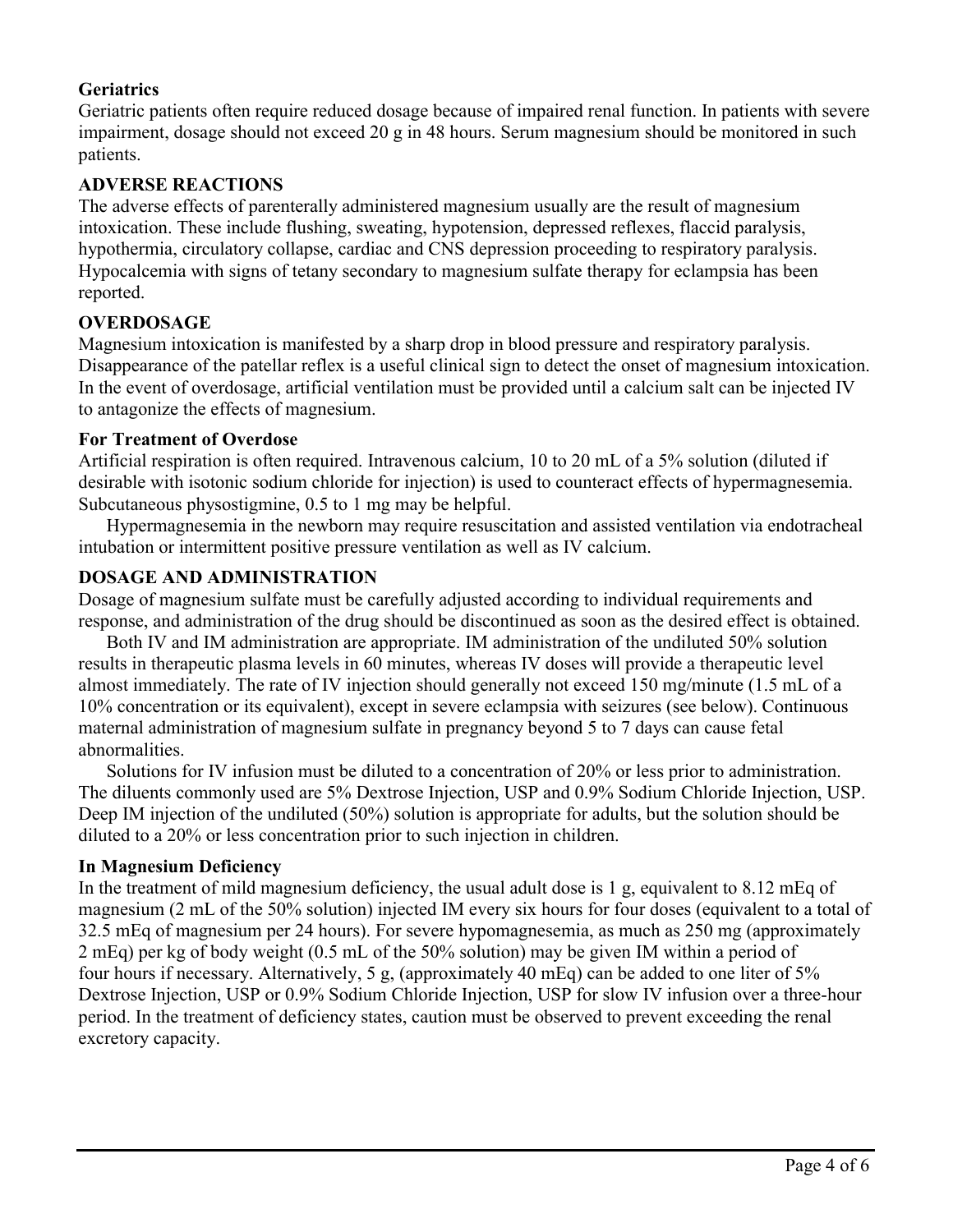**Geriatrics**

Geriatric patients often require reduced dosage because of impaired renal function. In patients with severe impairment, dosage should not exceed 20 g in 48 hours. Serum magnesium should be monitored in such patients.

## ADVERSE REACTIONS

The adverse effects of parenterally administered magnesium usually are the result of magnesium intoxication. These include flushing, sweating, hypotension, depressed reflexes, flaccid paralysis, hypothermia, circulatory collapse, cardiac and CNS depression proceeding to respiratory paralysis. Hypocalcemia with signs of tetany secondary to magnesium sulfate therapy for eclampsia has been reported.

## OVERDOSAGE

Magnesium intoxication is manifested by a sharp drop in blood pressure and respiratory paralysis. Disappearance of the patellar reflex is a useful clinical sign to detect the onset of magnesium intoxication. In the event of overdosage, artificial ventilation must be provided until a calcium salt can be injected IV to antagonize the effects of magnesium.

**For Treatment of Overdose**

Artificial respiration is often required. Intravenous calcium, 10 to 20 mL of a 5% solution (diluted if desirable with isotonic sodium chloride for injection) is used to counteract effects of hypermagnesemia. Subcutaneous physostigmine, 0.5 to 1 mg may be helpful.

Hypermagnesemia in the newborn may require resuscitation and assisted ventilation via endotracheal intubation or intermittent positive pressure ventilation as well as IV calcium.

## DOSAGE AND ADMINISTRATION

Dosage of magnesium sulfate must be carefully adjusted according to individual requirements and response, and administration of the drug should be discontinued as soon as the desired effect is obtained.

Both IV and IM administration are appropriate. IM administration of the undiluted 50% solution results in therapeutic plasma levels in 60 minutes, whereas IV doses will provide a therapeutic level almost immediately. The rate of IV injection should generally not exceed 150 mg/minute (1.5 mL of a 10% concentration or its equivalent), except in severe eclampsia with seizures (see below). Continuous maternal administration of magnesium sulfate in pregnancy beyond 5 to 7 days can cause fetal abnormalities.

Solutions for IV infusion must be diluted to a concentration of 20% or less prior to administration. The diluents commonly used are 5% Dextrose Injection, USP and 0.9% Sodium Chloride Injection, USP. Deep IM injection of the undiluted (50%) solution is appropriate for adults, but the solution should be diluted to a 20% or less concentration prior to such injection in children.

**In Magnesium Deficiency**

In the treatment of mild magnesium deficiency, the usual adult dose is 1 g, equivalent to 8.12 mEq of magnesium (2 mL of the 50% solution) injected IM every six hours for four doses (equivalent to a total of 32.5 mEq of magnesium per 24 hours). For severe hypomagnesemia, as much as 250 mg (approximately 2 mEq) per kg of body weight (0.5 mL of the 50% solution) may be given IM within a period of four hours if necessary. Alternatively, 5 g, (approximately 40 mEq) can be added to one liter of 5% Dextrose Injection, USP or 0.9% Sodium Chloride Injection, USP for slow IV infusion over a three-hour period. In the treatment of deficiency states, caution must be observed to prevent exceeding the renal excretory capacity.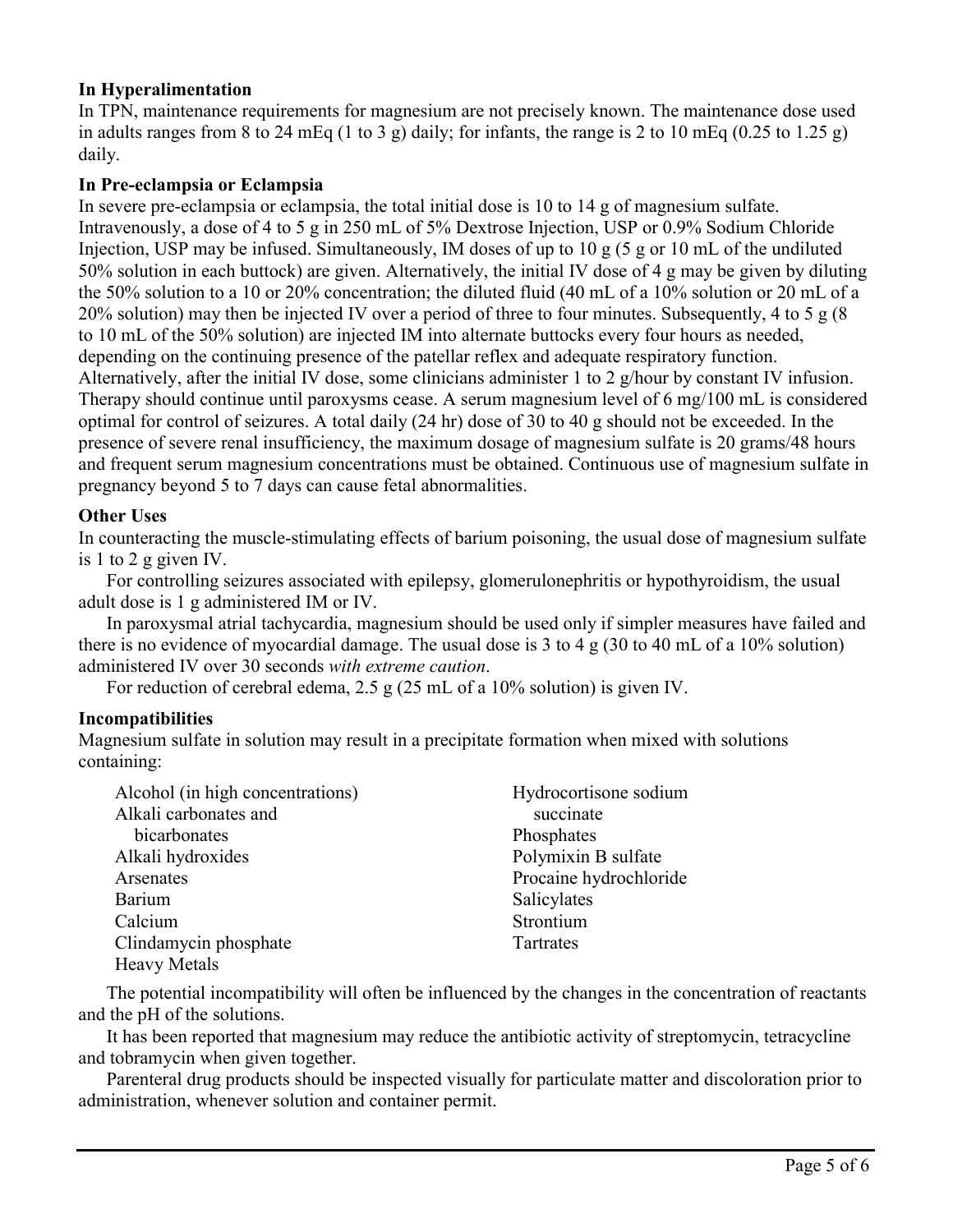**In Hyperalimentation**

In TPN, maintenance requirements for magnesium are not precisely known. The maintenance dose used in adults ranges from 8 to 24 mEq (1 to 3 g) daily; for infants, the range is 2 to 10 mEq (0.25 to 1.25 g) daily.

**In Pre-eclampsia or Eclampsia**

In severe pre-eclampsia or eclampsia, the total initial dose is 10 to 14 g of magnesium sulfate. Intravenously, a dose of 4 to 5 g in 250 mL of 5% Dextrose Injection, USP or 0.9% Sodium Chloride Injection, USP may be infused. Simultaneously, IM doses of up to 10 g (5 g or 10 mL of the undiluted 50% solution in each buttock) are given. Alternatively, the initial IV dose of 4 g may be given by diluting the 50% solution to a 10 or 20% concentration; the diluted fluid (40 mL of a 10% solution or 20 mL of a 20% solution) may then be injected IV over a period of three to four minutes. Subsequently, 4 to 5 g (8 to 10 mL of the 50% solution) are injected IM into alternate buttocks every four hours as needed, depending on the continuing presence of the patellar reflex and adequate respiratory function. Alternatively, after the initial IV dose, some clinicians administer 1 to 2 g/hour by constant IV infusion. Therapy should continue until paroxysms cease. A serum magnesium level of 6 mg/100 mL is considered optimal for control of seizures. A total daily (24 hr) dose of 30 to 40 g should not be exceeded. In the presence of severe renal insufficiency, the maximum dosage of magnesium sulfate is 20 grams/48 hours and frequent serum magnesium concentrations must be obtained. Continuous use of magnesium sulfate in pregnancy beyond 5 to 7 days can cause fetal abnormalities.

**Other Uses**

In counteracting the muscle-stimulating effects of barium poisoning, the usual dose of magnesium sulfate is 1 to 2 g given IV.

For controlling seizures associated with epilepsy, glomerulonephritis or hypothyroidism, the usual adult dose is 1 g administered IM or IV.

In paroxysmal atrial tachycardia, magnesium should be used only if simpler measures have failed and there is no evidence of myocardial damage. The usual dose is 3 to 4 g (30 to 40 mL of a 10% solution) administered IV over 30 seconds *with extreme caution*.

For reduction of cerebral edema, 2.5 g (25 mL of a 10% solution) is given IV.

**Incompatibilities**

Magnesium sulfate in solution may result in a precipitate formation when mixed with solutions containing:

- Alcohol (in high concentrations)
- Alkali carbonates and bicarbonates
- Alkali hydroxides
- Arsenates
- Barium
- Calcium
- Clindamycin phosphate
- Heavy Metals
- Hydrocortisone sodium succinate
- Phosphates
- Polymixin B sulfate
- Procaine hydrochloride
- Salicylates
- Strontium
- Tartrates

The potential incompatibility will often be influenced by the changes in the concentration of reactants and the pH of the solutions.

It has been reported that magnesium may reduce the antibiotic activity of streptomycin, tetracycline and tobramycin when given together.

Parenteral drug products should be inspected visually for particulate matter and discoloration prior to administration, whenever solution and container permit.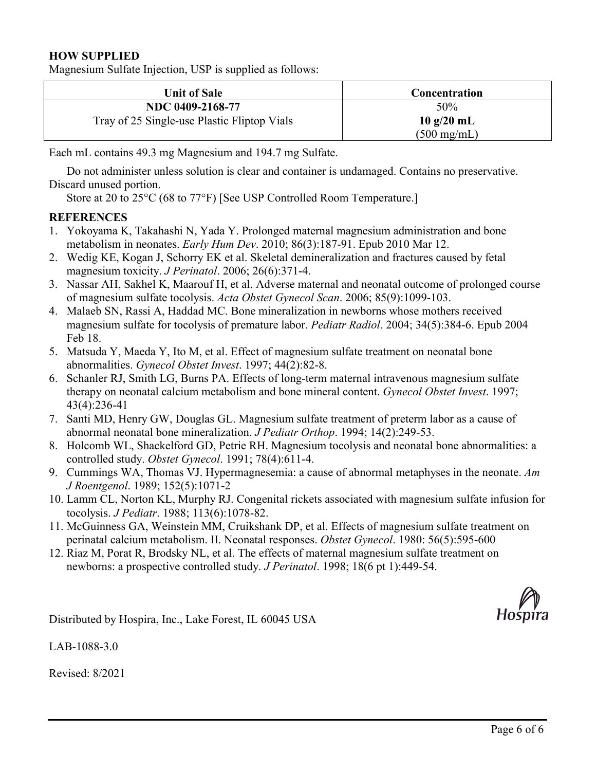## HOW SUPPLIED

Magnesium Sulfate Injection, USP is supplied as follows:

| Unit of Sale | Concentration |
|---|---|
| **NDC 0409-2168-77**<br>Tray of 25 Single-use Plastic Fliptop Vials | 50%<br>**10 g/20 mL**<br>(500 mg/mL) |

Each mL contains 49.3 mg Magnesium and 194.7 mg Sulfate.

Do not administer unless solution is clear and container is undamaged. Contains no preservative. Discard unused portion.

Store at 20 to 25°C (68 to 77°F) [See USP Controlled Room Temperature.]

## REFERENCES

1. Yokoyama K, Takahashi N, Yada Y. Prolonged maternal magnesium administration and bone metabolism in neonates. *Early Hum Dev*. 2010; 86(3):187-91. Epub 2010 Mar 12.
2. Wedig KE, Kogan J, Schorry EK et al. Skeletal demineralization and fractures caused by fetal magnesium toxicity. *J Perinatol*. 2006; 26(6):371-4.
3. Nassar AH, Sakhel K, Maarouf H, et al. Adverse maternal and neonatal outcome of prolonged course of magnesium sulfate tocolysis. *Acta Obstet Gynecol Scan*. 2006; 85(9):1099-103.
4. Malaeb SN, Rassi A, Haddad MC. Bone mineralization in newborns whose mothers received magnesium sulfate for tocolysis of premature labor. *Pediatr Radiol*. 2004; 34(5):384-6. Epub 2004 Feb 18.
5. Matsuda Y, Maeda Y, Ito M, et al. Effect of magnesium sulfate treatment on neonatal bone abnormalities. *Gynecol Obstet Invest*. 1997; 44(2):82-8.
6. Schanler RJ, Smith LG, Burns PA. Effects of long-term maternal intravenous magnesium sulfate therapy on neonatal calcium metabolism and bone mineral content. *Gynecol Obstet Invest*. 1997; 43(4):236-41
7. Santi MD, Henry GW, Douglas GL. Magnesium sulfate treatment of preterm labor as a cause of abnormal neonatal bone mineralization. *J Pediatr Orthop*. 1994; 14(2):249-53.
8. Holcomb WL, Shackelford GD, Petrie RH. Magnesium tocolysis and neonatal bone abnormalities: a controlled study. *Obstet Gynecol*. 1991; 78(4):611-4.
9. Cummings WA, Thomas VJ. Hypermagnesemia: a cause of abnormal metaphyses in the neonate. *Am J Roentgenol*. 1989; 152(5):1071-2
10. Lamm CL, Norton KL, Murphy RJ. Congenital rickets associated with magnesium sulfate infusion for tocolysis. *J Pediatr*. 1988; 113(6):1078-82.
11. McGuinness GA, Weinstein MM, Cruikshank DP, et al. Effects of magnesium sulfate treatment on perinatal calcium metabolism. II. Neonatal responses. *Obstet Gynecol*. 1980: 56(5):595-600
12. Riaz M, Porat R, Brodsky NL, et al. The effects of maternal magnesium sulfate treatment on newborns: a prospective controlled study. *J Perinatol*. 1998; 18(6 pt 1):449-54.

Distributed by Hospira, Inc., Lake Forest, IL 60045 USA

Hospira

LAB-1088-3.0

Revised: 8/2021